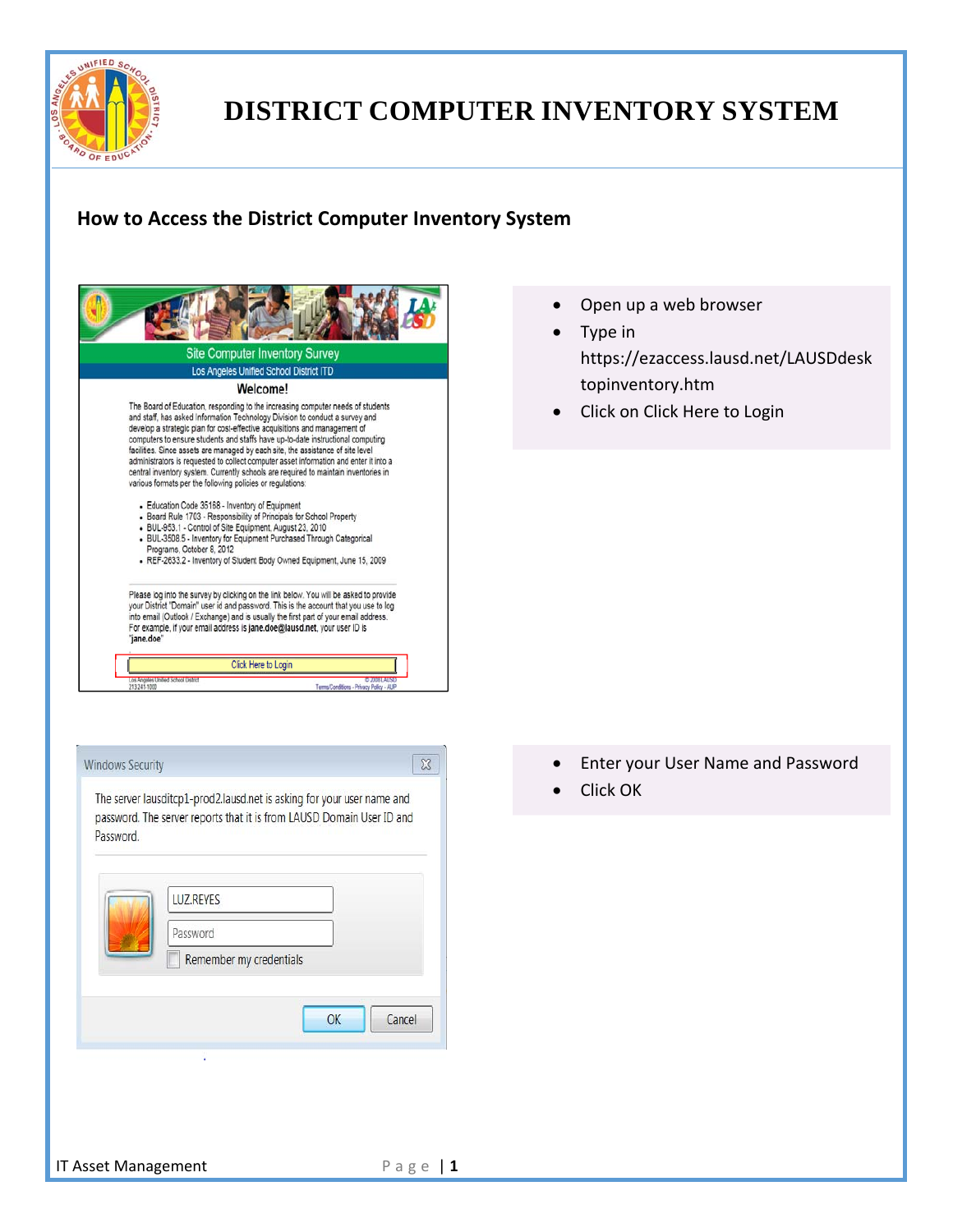# DISTRICT COMPUTER INVENTORY SYSTEM

## How to Access the District Computer Inventory System

- Open up a web browser
- Type in https://ezaccess.lausd.net/LAUSDdesktopinventory.htm
- Click on Click Here to Login

- Enter your User Name and Password
- Click OK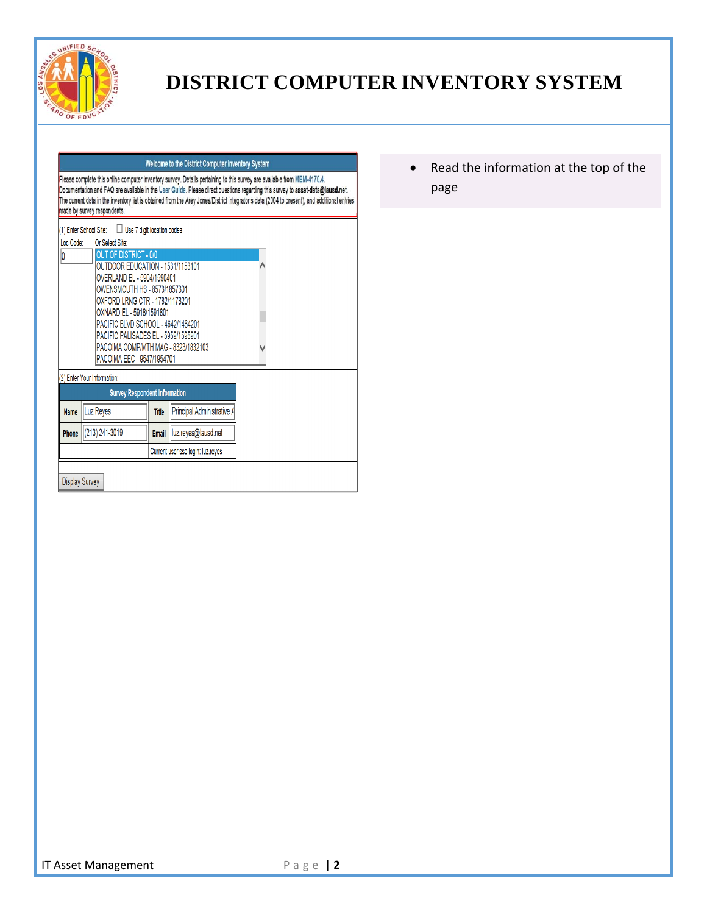# DISTRICT COMPUTER INVENTORY SYSTEM

Welcome to the District Computer Inventory System

Please complete this online computer inventory survey. Details pertaining to this survey are available from MEM-4170.4. Documentation and FAQ are available in the User Guide. Please direct questions regarding this survey to asset-data@lausd.net. The current data in the inventory list is obtained from the Arey Jones/District integrator's data (2004 to present!), and additional entries made by survey respondents.

(1) Enter School Site: ☐ Use 7 digit location codes

Loc Code: 0

Or Select Site:

- OUT OF DISTRICT - 0/0
- OUTDOOR EDUCATION - 1531/1153101
- OVERLAND EL - 5904/1590401
- OWENSMOUTH HS - 8573/1857301
- OXFORD LRNG CTR - 1782/1178201
- OXNARD EL - 5918/1591801
- PACIFIC BLVD SCHOOL - 4642/1464201
- PACIFIC PALISADES EL - 5959/1595901
- PACOIMA COMP/MTH MAG - 8323/1832103
- PACOIMA EEC - 9547/1954701

(2) Enter Your Information:

| Survey Respondent Information | | | |
|---|---|---|---|
| Name | Luz Reyes | Title | Principal Administrative A |
| Phone | (213) 241-3019 | Email | luz.reyes@lausd.net |
| | | Current user sso login: luz.reyes | |

Display Survey

- Read the information at the top of the page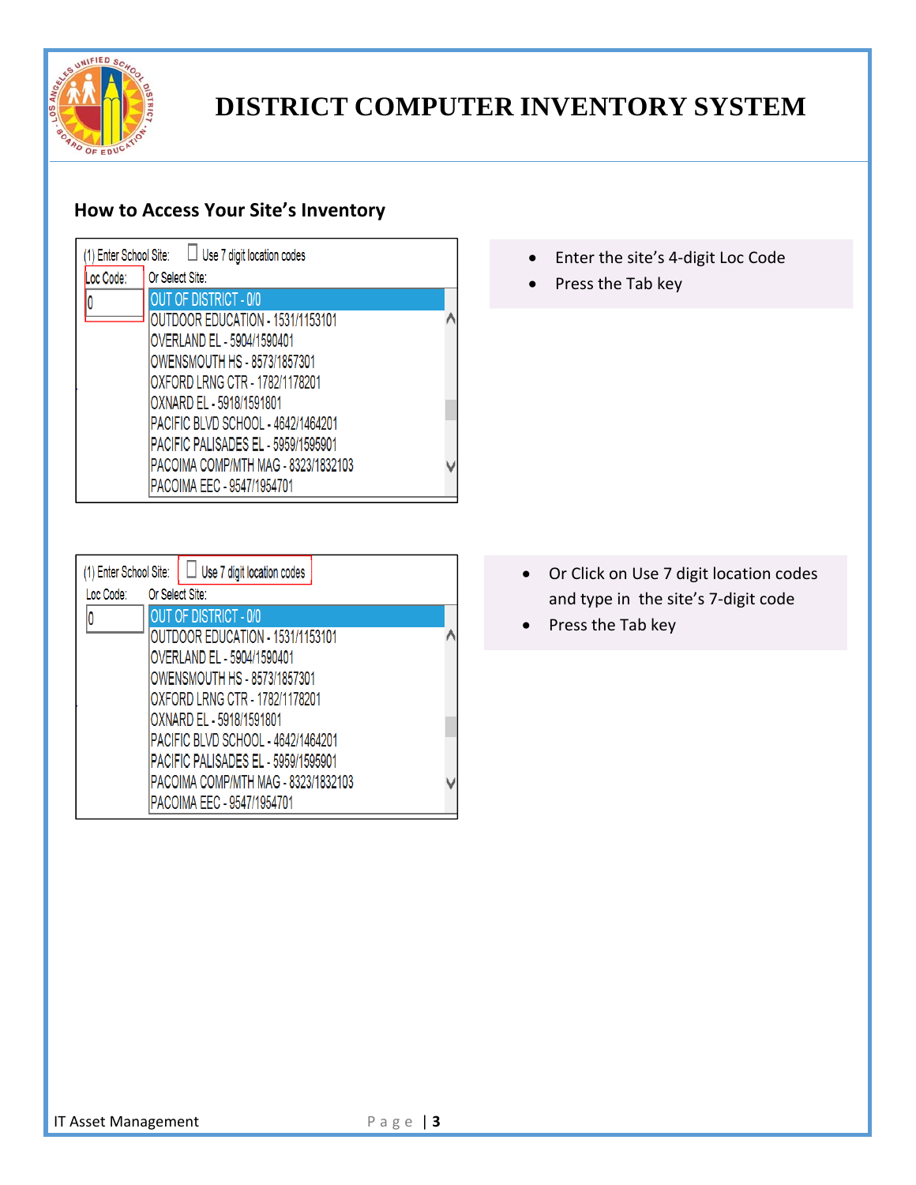# DISTRICT COMPUTER INVENTORY SYSTEM

## How to Access Your Site's Inventory

(1) Enter School Site: ☐ Use 7 digit location codes

Loc Code: 0

Or Select Site:

- OUT OF DISTRICT - 0/0
- OUTDOOR EDUCATION - 1531/1153101
- OVERLAND EL - 5904/1590401
- OWENSMOUTH HS - 8573/1857301
- OXFORD LRNG CTR - 1782/1178201
- OXNARD EL - 5918/1591801
- PACIFIC BLVD SCHOOL - 4642/1464201
- PACIFIC PALISADES EL - 5959/1595901
- PACOIMA COMP/MTH MAG - 8323/1832103
- PACOIMA EEC - 9547/1954701

- Enter the site's 4-digit Loc Code
- Press the Tab key

(1) Enter School Site: ☐ Use 7 digit location codes

Loc Code: 0

Or Select Site:

- OUT OF DISTRICT - 0/0
- OUTDOOR EDUCATION - 1531/1153101
- OVERLAND EL - 5904/1590401
- OWENSMOUTH HS - 8573/1857301
- OXFORD LRNG CTR - 1782/1178201
- OXNARD EL - 5918/1591801
- PACIFIC BLVD SCHOOL - 4642/1464201
- PACIFIC PALISADES EL - 5959/1595901
- PACOIMA COMP/MTH MAG - 8323/1832103
- PACOIMA EEC - 9547/1954701

- Or Click on Use 7 digit location codes and type in the site's 7-digit code
- Press the Tab key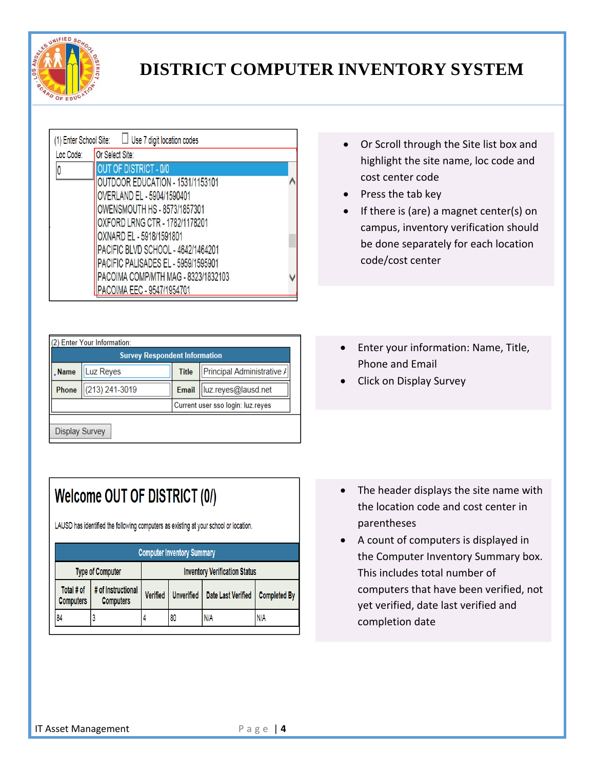# DISTRICT COMPUTER INVENTORY SYSTEM

(1) Enter School Site: ☐ Use 7 digit location codes

Loc Code: 0

Or Select Site:

- OUT OF DISTRICT - 0/0
- OUTDOOR EDUCATION - 1531/1153101
- OVERLAND EL - 5904/1590401
- OWENSMOUTH HS - 8573/1857301
- OXFORD LRNG CTR - 1782/1178201
- OXNARD EL - 5918/1591801
- PACIFIC BLVD SCHOOL - 4642/1464201
- PACIFIC PALISADES EL - 5959/1595901
- PACOIMA COMP/MTH MAG - 8323/1832103
- PACOIMA EEC - 9547/1954701

- Or Scroll through the Site list box and highlight the site name, loc code and cost center code
- Press the tab key
- If there is (are) a magnet center(s) on campus, inventory verification should be done separately for each location code/cost center

(2) Enter Your Information:

| Survey Respondent Information | | | |
|---|---|---|---|
| Name | Luz Reyes | Title | Principal Administrative A |
| Phone | (213) 241-3019 | Email | luz.reyes@lausd.net |
| | | Current user sso login: luz.reyes | |

Display Survey

- Enter your information: Name, Title, Phone and Email
- Click on Display Survey

## Welcome OUT OF DISTRICT (0/)

LAUSD has identified the following computers as existing at your school or location.

| Computer Inventory Summary | | | | | |
|---|---|---|---|---|---|
| Type of Computer | | Inventory Verification Status | | | |
| Total # of Computers | # of Instructional Computers | Verified | Unverified | Date Last Verified | Completed By |
| 84 | 3 | 4 | 80 | N/A | N/A |

- The header displays the site name with the location code and cost center in parentheses
- A count of computers is displayed in the Computer Inventory Summary box. This includes total number of computers that have been verified, not yet verified, date last verified and completion date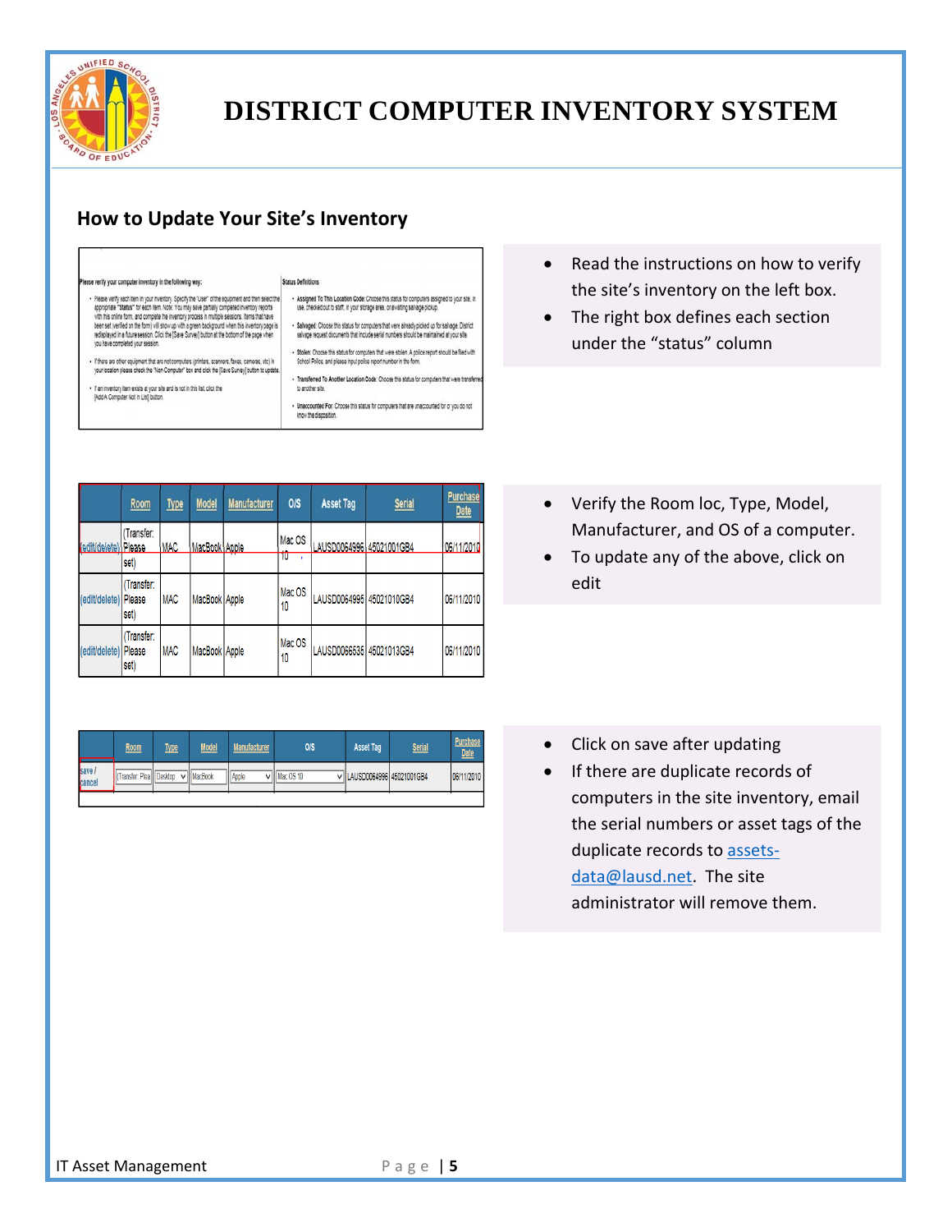# DISTRICT COMPUTER INVENTORY SYSTEM

## How to Update Your Site's Inventory

- Read the instructions on how to verify the site's inventory on the left box.
- The right box defines each section under the "status" column

| | Room | Type | Model | Manufacturer | O/S | Asset Tag | Serial | Purchase Date |
|---|---|---|---|---|---|---|---|---|
| (edit/delete) | (Transfer: Please set) | MAC | MacBook | Apple | Mac OS 10 | LAUSD0064996 | 45021001GB4 | 06/11/2010 |
| (edit/delete) | (Transfer: Please set) | MAC | MacBook | Apple | Mac OS 10 | LAUSD0064995 | 45021010GB4 | 06/11/2010 |
| (edit/delete) | (Transfer: Please set) | MAC | MacBook | Apple | Mac OS 10 | LAUSD0066535 | 45021013GB4 | 06/11/2010 |

- Verify the Room loc, Type, Model, Manufacturer, and OS of a computer.
- To update any of the above, click on edit

| | Room | Type | Model | Manufacturer | O/S | Asset Tag | Serial | Purchase Date |
|---|---|---|---|---|---|---|---|---|
| save / cancel | (Transfer: Plea | Desktop | MacBook | Apple | Mac OS 10 | LAUSD0064996 | 45021001GB4 | 06/11/2010 |

- Click on save after updating
- If there are duplicate records of computers in the site inventory, email the serial numbers or asset tags of the duplicate records to assets-data@lausd.net. The site administrator will remove them.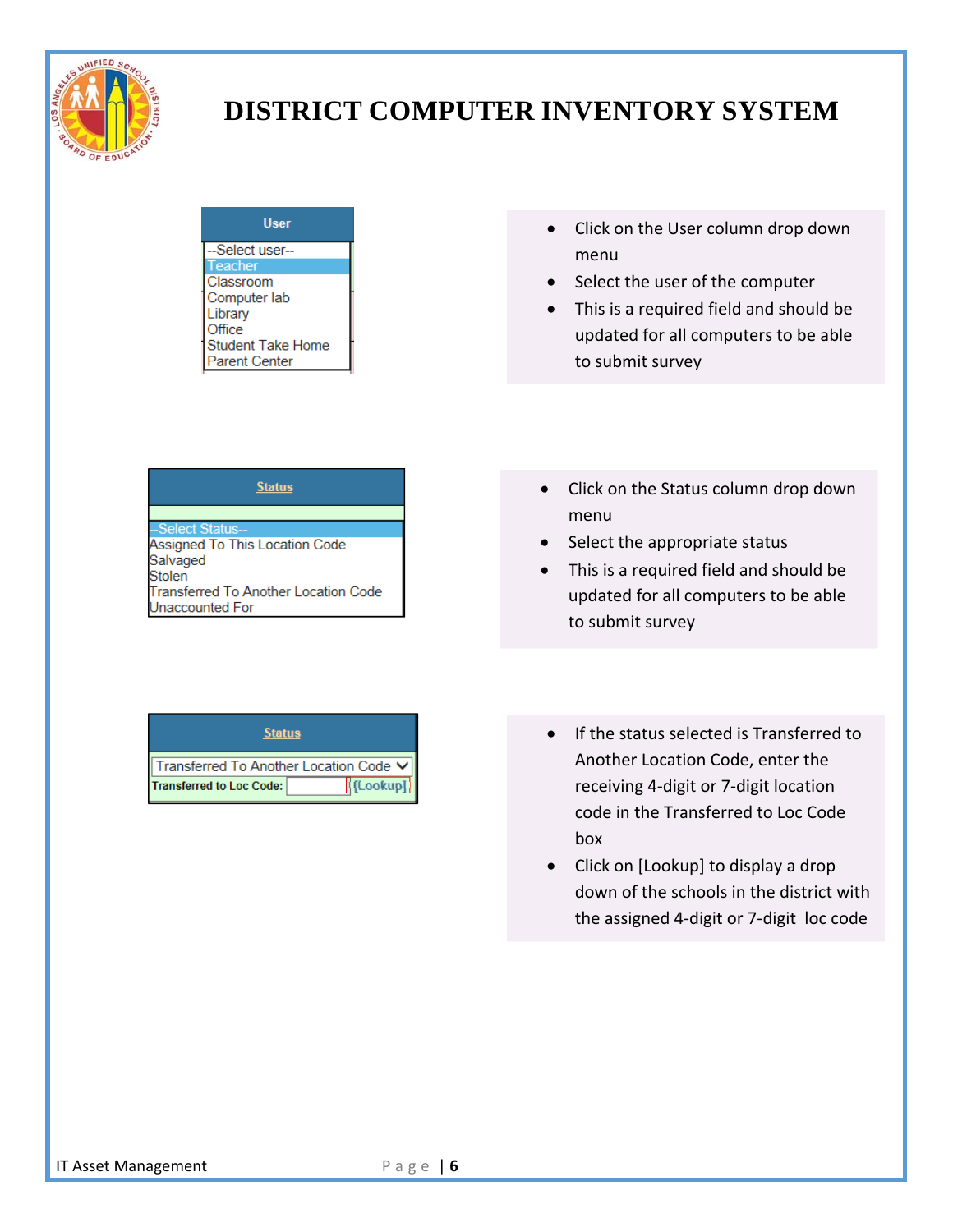# DISTRICT COMPUTER INVENTORY SYSTEM

**User**

--Select user--
Teacher
Classroom
Computer lab
Library
Office
Student Take Home
Parent Center

- Click on the User column drop down menu
- Select the user of the computer
- This is a required field and should be updated for all computers to be able to submit survey

**Status**

--Select Status--
Assigned To This Location Code
Salvaged
Stolen
Transferred To Another Location Code
Unaccounted For

- Click on the Status column drop down menu
- Select the appropriate status
- This is a required field and should be updated for all computers to be able to submit survey

**Status**

Transferred To Another Location Code
**Transferred to Loc Code:** [Lookup]

- If the status selected is Transferred to Another Location Code, enter the receiving 4-digit or 7-digit location code in the Transferred to Loc Code box
- Click on [Lookup] to display a drop down of the schools in the district with the assigned 4-digit or 7-digit loc code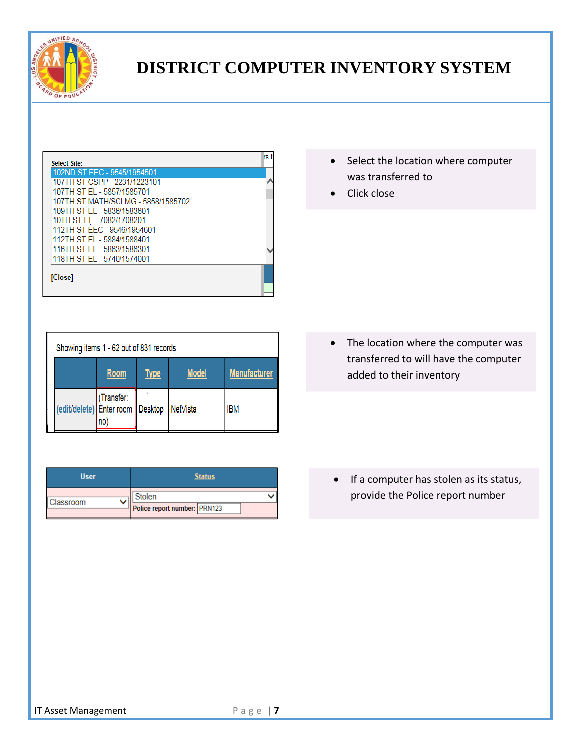# DISTRICT COMPUTER INVENTORY SYSTEM

Select Site:

- 102ND ST EEC - 9545/1954501
- 107TH ST CSPP - 2231/1223101
- 107TH ST EL - 5857/1585701
- 107TH ST MATH/SCI MG - 5858/1585702
- 109TH ST EL - 5836/1583601
- 10TH ST EL - 7082/1708201
- 112TH ST EEC - 9546/1954601
- 112TH ST EL - 5884/1588401
- 116TH ST EL - 5863/1586301
- 118TH ST EL - 5740/1574001

[Close]

- Select the location where computer was transferred to
- Click close

Showing items 1 - 62 out of 831 records

| | Room | Type | Model | Manufacturer |
|---|---|---|---|---|
| (edit/delete) | (Transfer: Enter room no) | Desktop | NetVista | IBM |

- The location where the computer was transferred to will have the computer added to their inventory

| User | Status |
|---|---|
| Classroom | Stolen<br>Police report number: PRN123 |

- If a computer has stolen as its status, provide the Police report number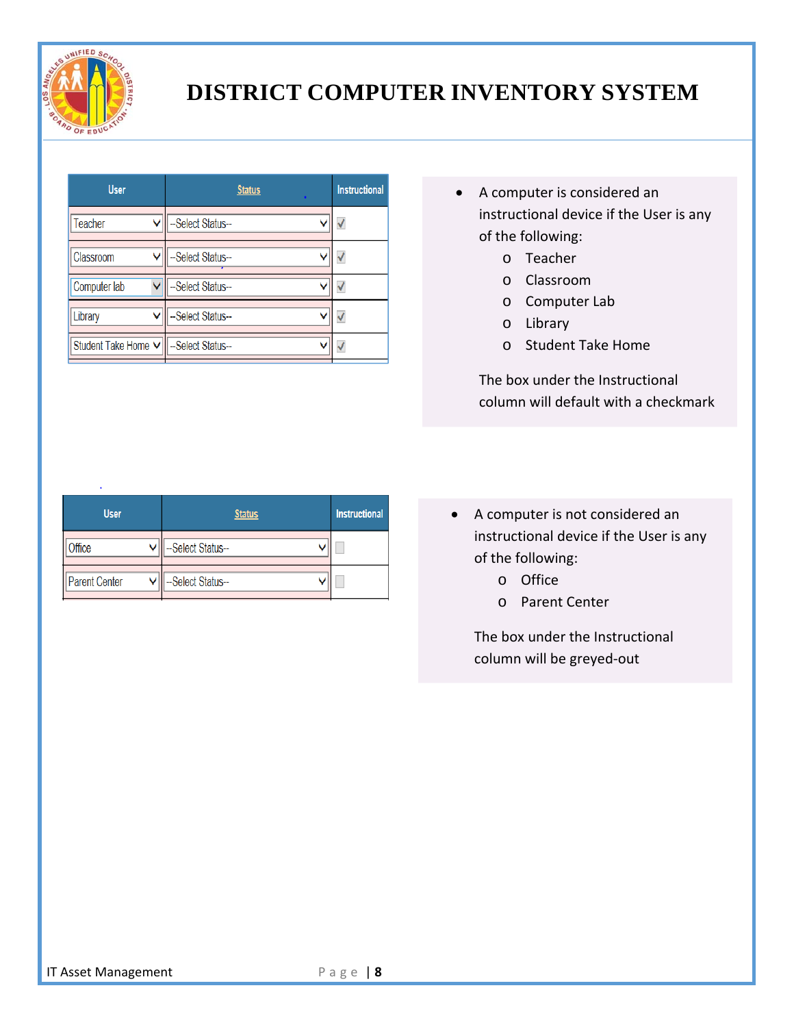# DISTRICT COMPUTER INVENTORY SYSTEM

| User | Status | Instructional |
|---|---|---|
| Teacher | --Select Status-- | ✓ |
| Classroom | --Select Status-- | ✓ |
| Computer lab | --Select Status-- | ✓ |
| Library | --Select Status-- | ✓ |
| Student Take Home | --Select Status-- | ✓ |

- A computer is considered an instructional device if the User is any of the following:
  - Teacher
  - Classroom
  - Computer Lab
  - Library
  - Student Take Home

  The box under the Instructional column will default with a checkmark

| User | Status | Instructional |
|---|---|---|
| Office | --Select Status-- | |
| Parent Center | --Select Status-- | |

- A computer is not considered an instructional device if the User is any of the following:
  - Office
  - Parent Center

  The box under the Instructional column will be greyed-out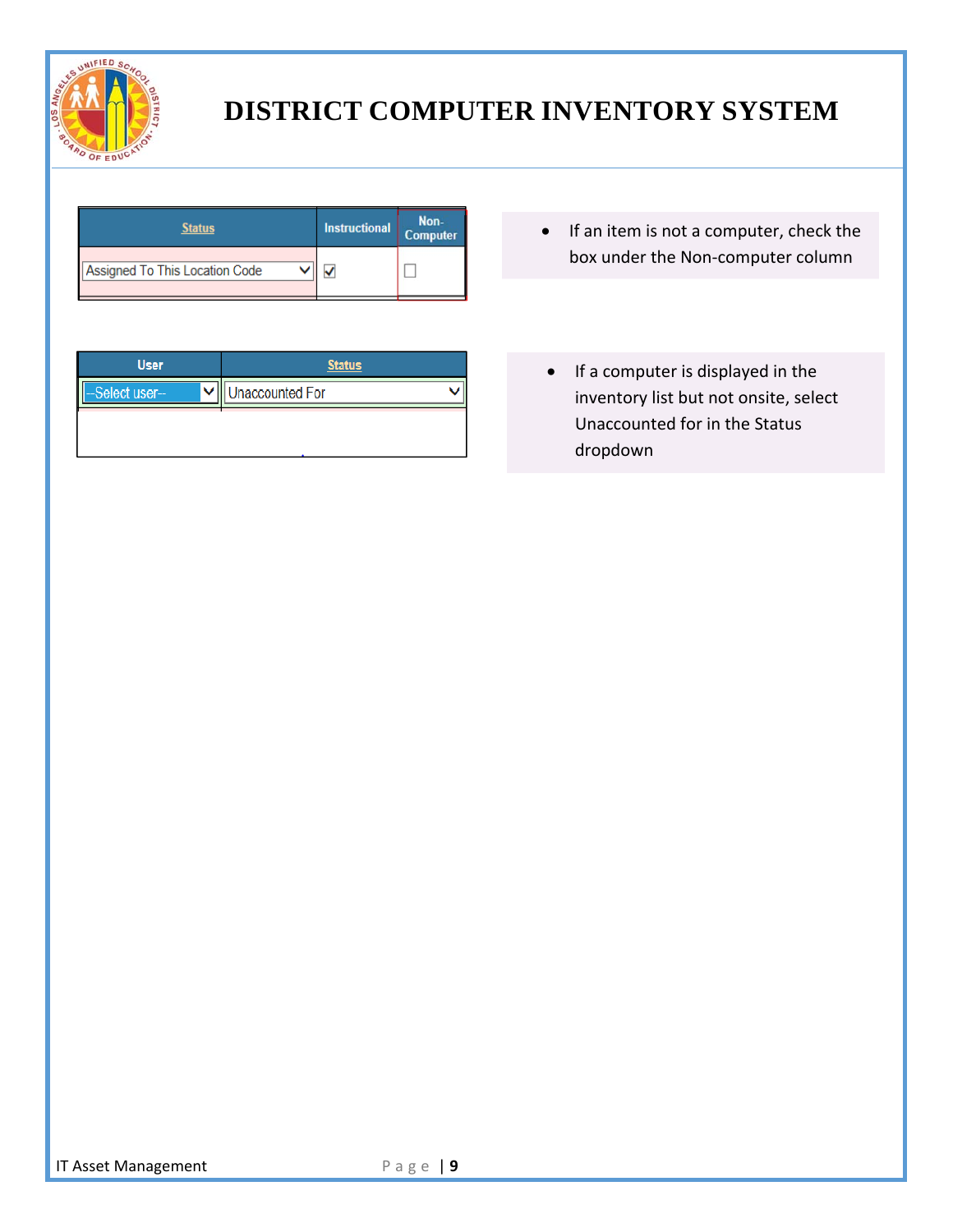# DISTRICT COMPUTER INVENTORY SYSTEM

| Status | Instructional | Non-Computer |
|---|---|---|
| Assigned To This Location Code | ☑ | ☐ |

- If an item is not a computer, check the box under the Non-computer column

| User | Status |
|---|---|
| --Select user-- | Unaccounted For |

- If a computer is displayed in the inventory list but not onsite, select Unaccounted for in the Status dropdown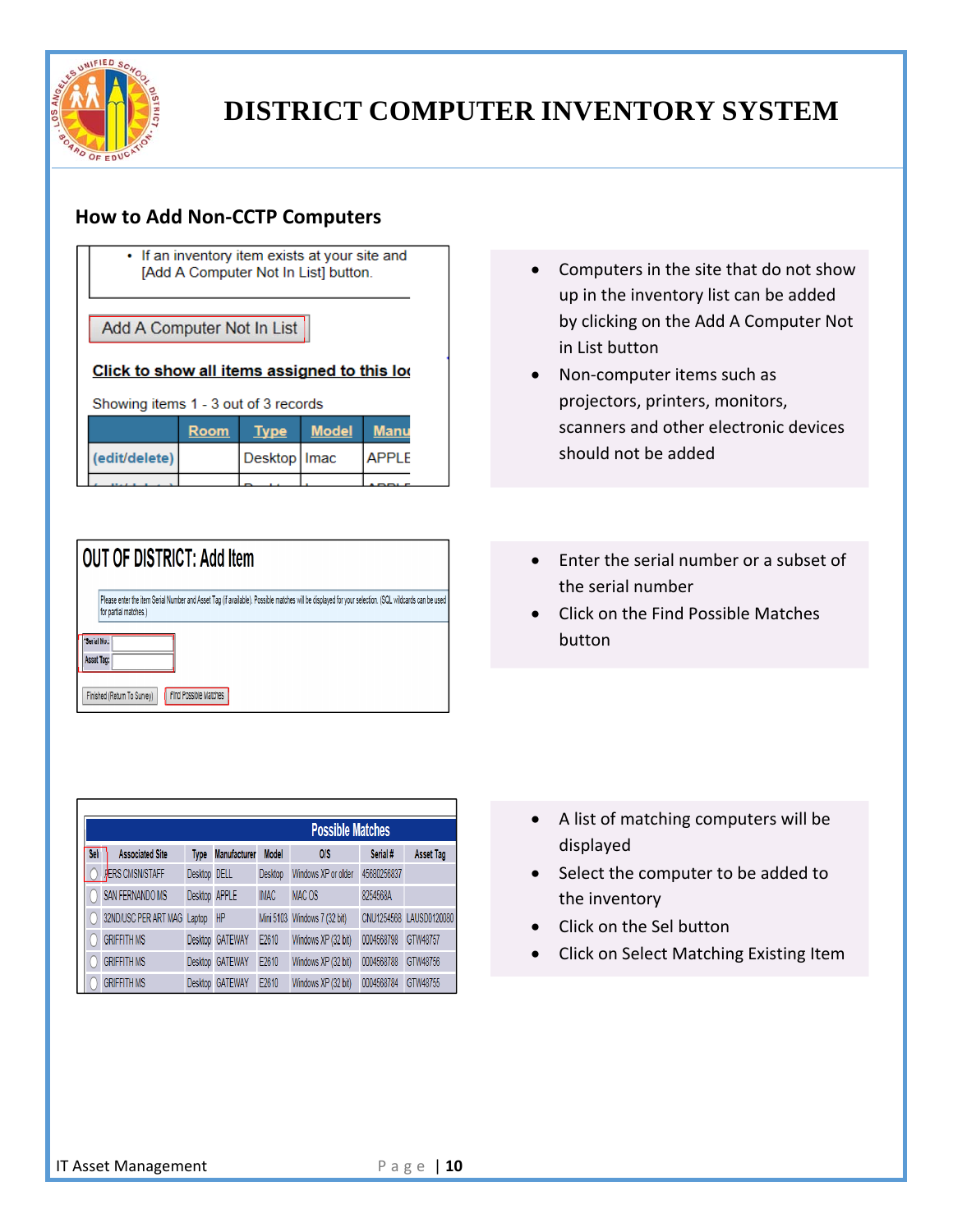# DISTRICT COMPUTER INVENTORY SYSTEM

## How to Add Non-CCTP Computers

- Computers in the site that do not show up in the inventory list can be added by clicking on the Add A Computer Not in List button
- Non-computer items such as projectors, printers, monitors, scanners and other electronic devices should not be added

- Enter the serial number or a subset of the serial number
- Click on the Find Possible Matches button

- A list of matching computers will be displayed
- Select the computer to be added to the inventory
- Click on the Sel button
- Click on Select Matching Existing Item

IT Asset Management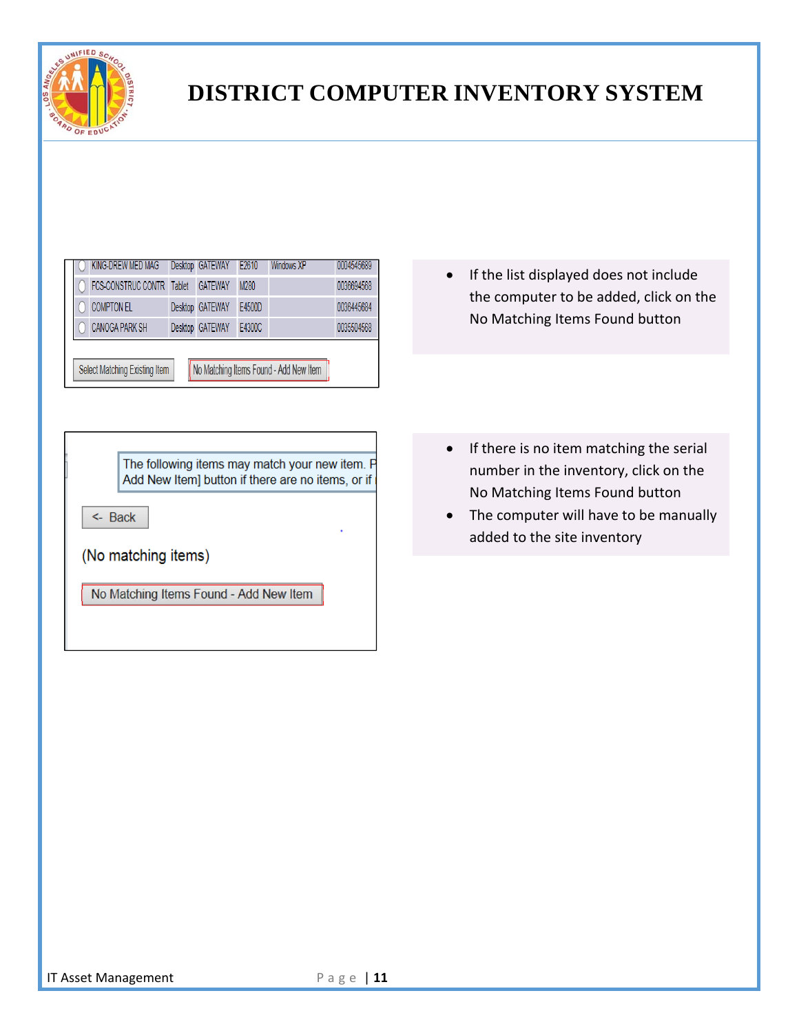# DISTRICT COMPUTER INVENTORY SYSTEM

| | | | | | | |
|---|---|---|---|---|---|---|
| ◯ | KING-DREW MED MAG | Desktop | GATEWAY | E2610 | Windows XP | 0004545689 |
| ◯ | FCS-CONSTRUC CONTR | Tablet | GATEWAY | M280 | | 0036694568 |
| ◯ | COMPTON EL | Desktop | GATEWAY | E4500D | | 0036445684 |
| ◯ | CANOGA PARK SH | Desktop | GATEWAY | E4300C | | 0035504568 |

Select Matching Existing Item | No Matching Items Found - Add New Item

- If the list displayed does not include the computer to be added, click on the No Matching Items Found button

The following items may match your new item. P
Add New Item] button if there are no items, or if

<- Back

(No matching items)

No Matching Items Found - Add New Item

- If there is no item matching the serial number in the inventory, click on the No Matching Items Found button
- The computer will have to be manually added to the site inventory

IT Asset Management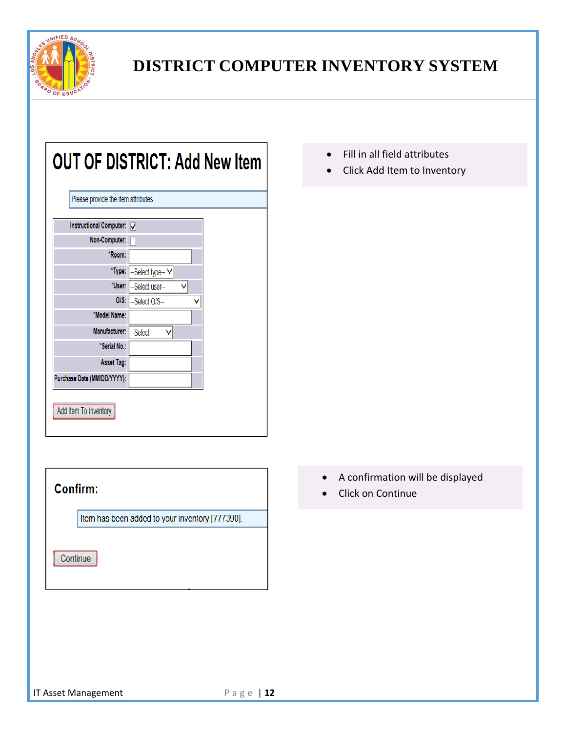# DISTRICT COMPUTER INVENTORY SYSTEM

## OUT OF DISTRICT: Add New Item

Please provide the item attributes

| Field | Value |
|---|---|
| Instructional Computer: | ☑ |
| Non-Computer: | ☐ |
| *Room: | |
| *Type: | --Select type-- |
| *User: | --Select user-- |
| O/S: | --Select O/S-- |
| *Model Name: | |
| Manufacturer: | --Select-- |
| *Serial No.: | |
| Asset Tag: | |
| Purchase Date (MM/DD/YYYY): | |

Add Item To Inventory

- Fill in all field attributes
- Click Add Item to Inventory

## Confirm:

Item has been added to your inventory [777390].

Continue

- A confirmation will be displayed
- Click on Continue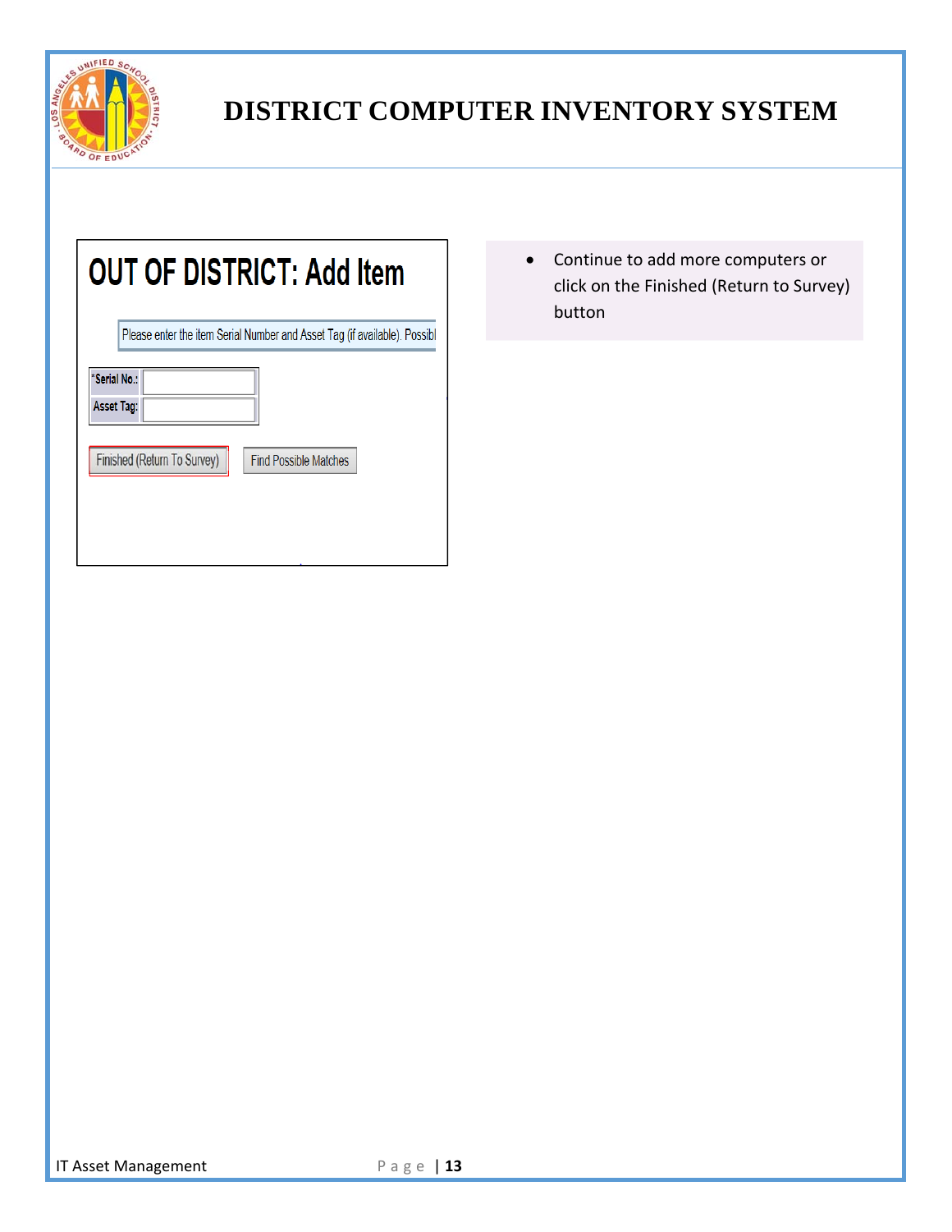OUT OF DISTRICT: Add Item

Please enter the item Serial Number and Asset Tag (if available). Possibl

| *Serial No.: | |
| --- | --- |
| Asset Tag: | |

Finished (Return To Survey) | Find Possible Matches

- Continue to add more computers or click on the Finished (Return to Survey) button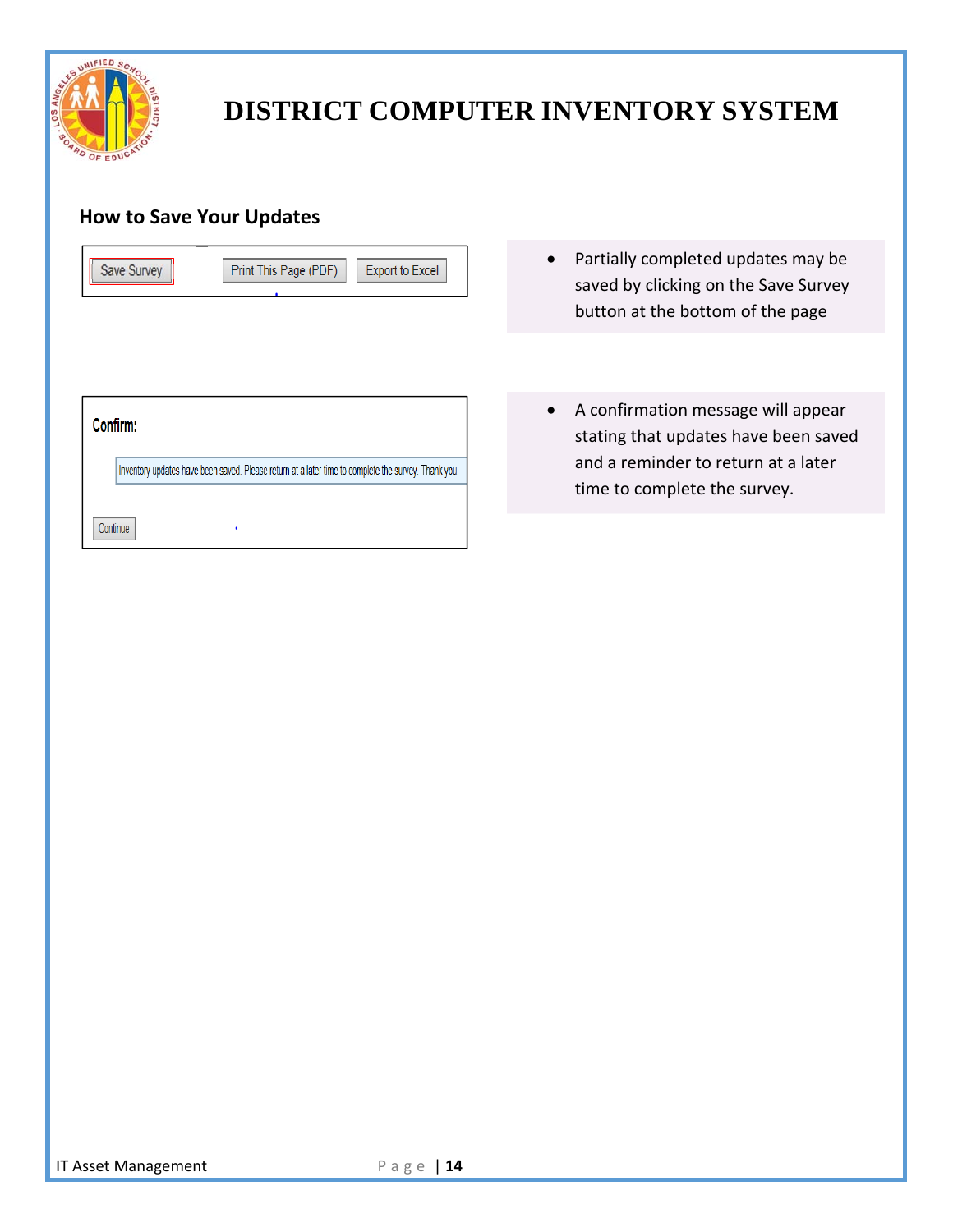## How to Save Your Updates

Save Survey | Print This Page (PDF) | Export to Excel

- Partially completed updates may be saved by clicking on the Save Survey button at the bottom of the page

**Confirm:**

Inventory updates have been saved. Please return at a later time to complete the survey. Thank you.

Continue

- A confirmation message will appear stating that updates have been saved and a reminder to return at a later time to complete the survey.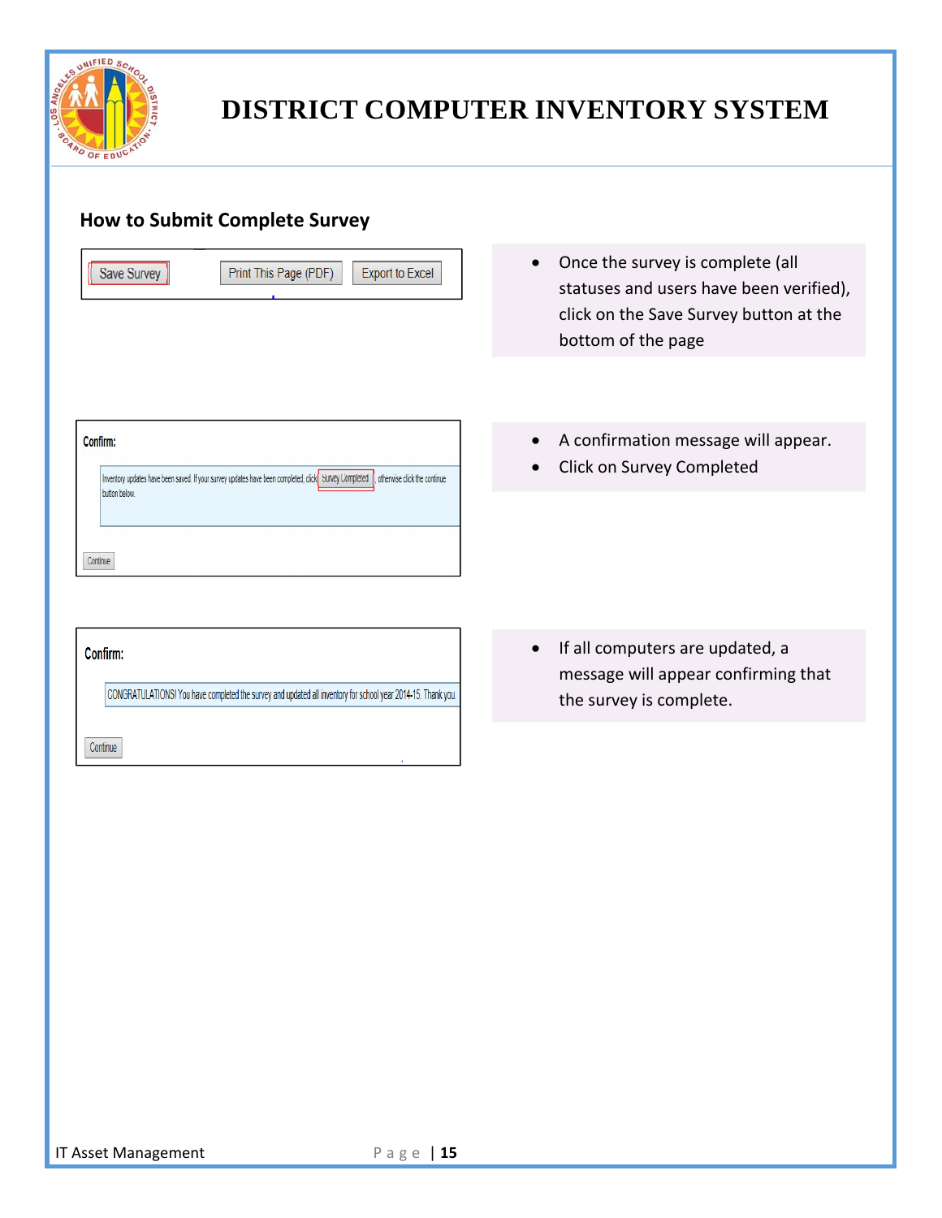## How to Submit Complete Survey

Save Survey | Print This Page (PDF) | Export to Excel

- Once the survey is complete (all statuses and users have been verified), click on the Save Survey button at the bottom of the page

**Confirm:**

Inventory updates have been saved. If your survey updates have been completed, click Survey Completed, otherwise click the continue button below.

Continue

- A confirmation message will appear.
- Click on Survey Completed

**Confirm:**

CONGRATULATIONS! You have completed the survey and updated all inventory for school year 2014-15. Thank you.

Continue

- If all computers are updated, a message will appear confirming that the survey is complete.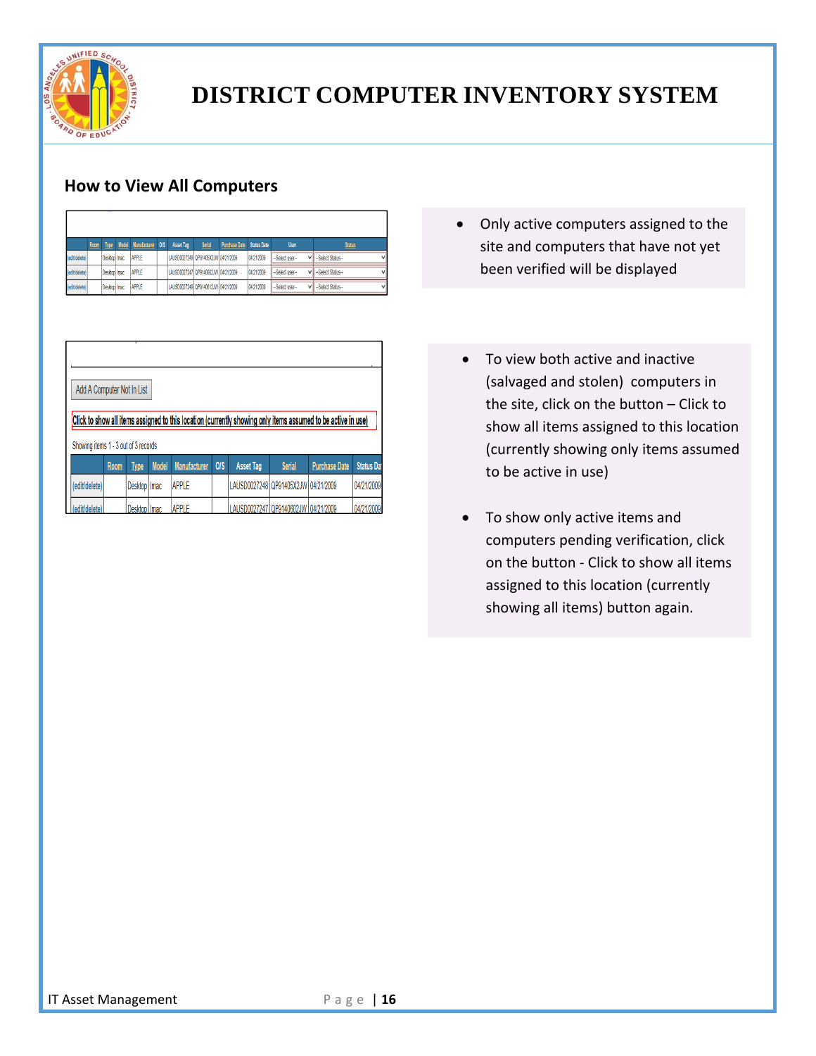# DISTRICT COMPUTER INVENTORY SYSTEM

## How to View All Computers

| | Room | Type | Model | Manufacturer | O/S | Asset Tag | Serial | Purchase Date | Status Date | User | Status |
|---|---|---|---|---|---|---|---|---|---|---|---|
| (edit/delete) | | Desktop | Imac | APPLE | | LAUSD0027248 | QP91405X2JW | 04/21/2009 | 04/21/2009 | --Select user-- | --Select Status-- |
| (edit/delete) | | Desktop | Imac | APPLE | | LAUSD0027247 | QP9140602JW | 04/21/2009 | 04/21/2009 | --Select user-- | --Select Status-- |
| (edit/delete) | | Desktop | Imac | APPLE | | LAUSD0027249 | QP914061 2JW | 04/21/2009 | 04/21/2009 | --Select user-- | --Select Status-- |

- Only active computers assigned to the site and computers that have not yet been verified will be displayed

Add A Computer Not In List

Click to show all items assigned to this location (currently showing only items assumed to be active in use)

Showing items 1 - 3 out of 3 records

| | Room | Type | Model | Manufacturer | O/S | Asset Tag | Serial | Purchase Date | Status Da |
|---|---|---|---|---|---|---|---|---|---|
| (edit/delete) | | Desktop | Imac | APPLE | | LAUSD0027248 | QP91405X2JW | 04/21/2009 | 04/21/2009 |
| (edit/delete) | | Desktop | Imac | APPLE | | LAUSD0027247 | QP9140602JW | 04/21/2009 | 04/21/2009 |

- To view both active and inactive (salvaged and stolen) computers in the site, click on the button – Click to show all items assigned to this location (currently showing only items assumed to be active in use)

- To show only active items and computers pending verification, click on the button - Click to show all items assigned to this location (currently showing all items) button again.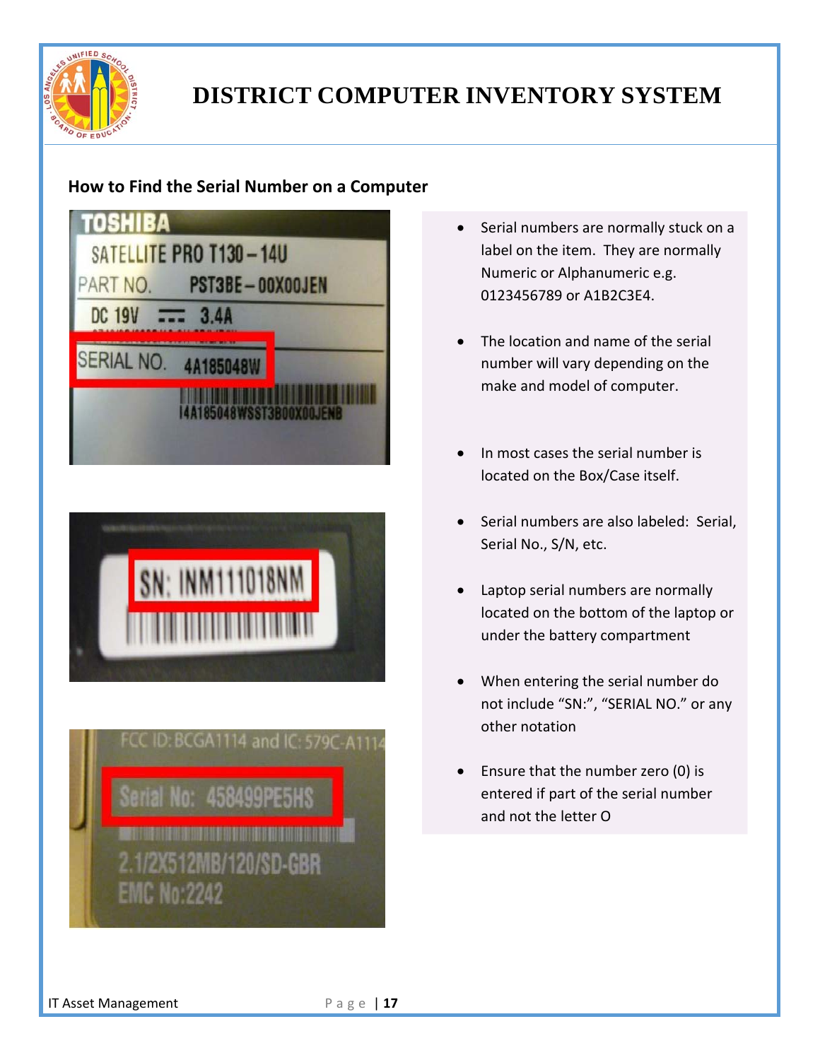## How to Find the Serial Number on a Computer

- Serial numbers are normally stuck on a label on the item. They are normally Numeric or Alphanumeric e.g. 0123456789 or A1B2C3E4.
- The location and name of the serial number will vary depending on the make and model of computer.
- In most cases the serial number is located on the Box/Case itself.
- Serial numbers are also labeled: Serial, Serial No., S/N, etc.
- Laptop serial numbers are normally located on the bottom of the laptop or under the battery compartment
- When entering the serial number do not include "SN:", "SERIAL NO." or any other notation
- Ensure that the number zero (0) is entered if part of the serial number and not the letter O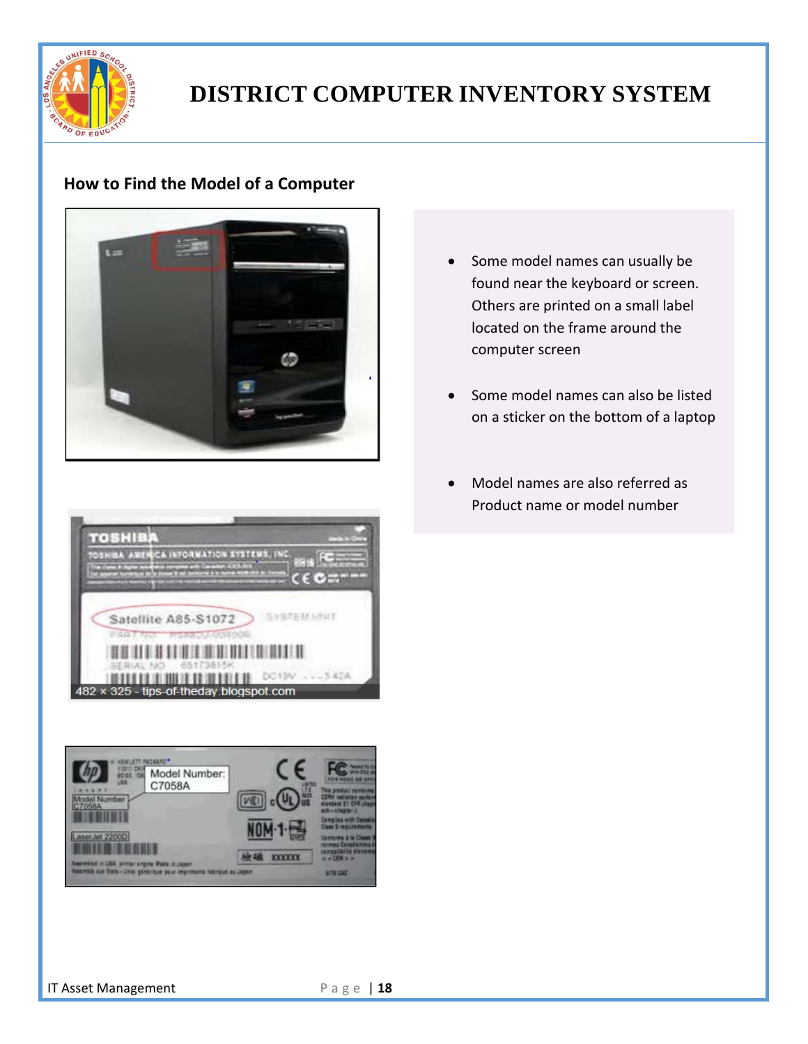## How to Find the Model of a Computer

- Some model names can usually be found near the keyboard or screen. Others are printed on a small label located on the frame around the computer screen
- Some model names can also be listed on a sticker on the bottom of a laptop
- Model names are also referred as Product name or model number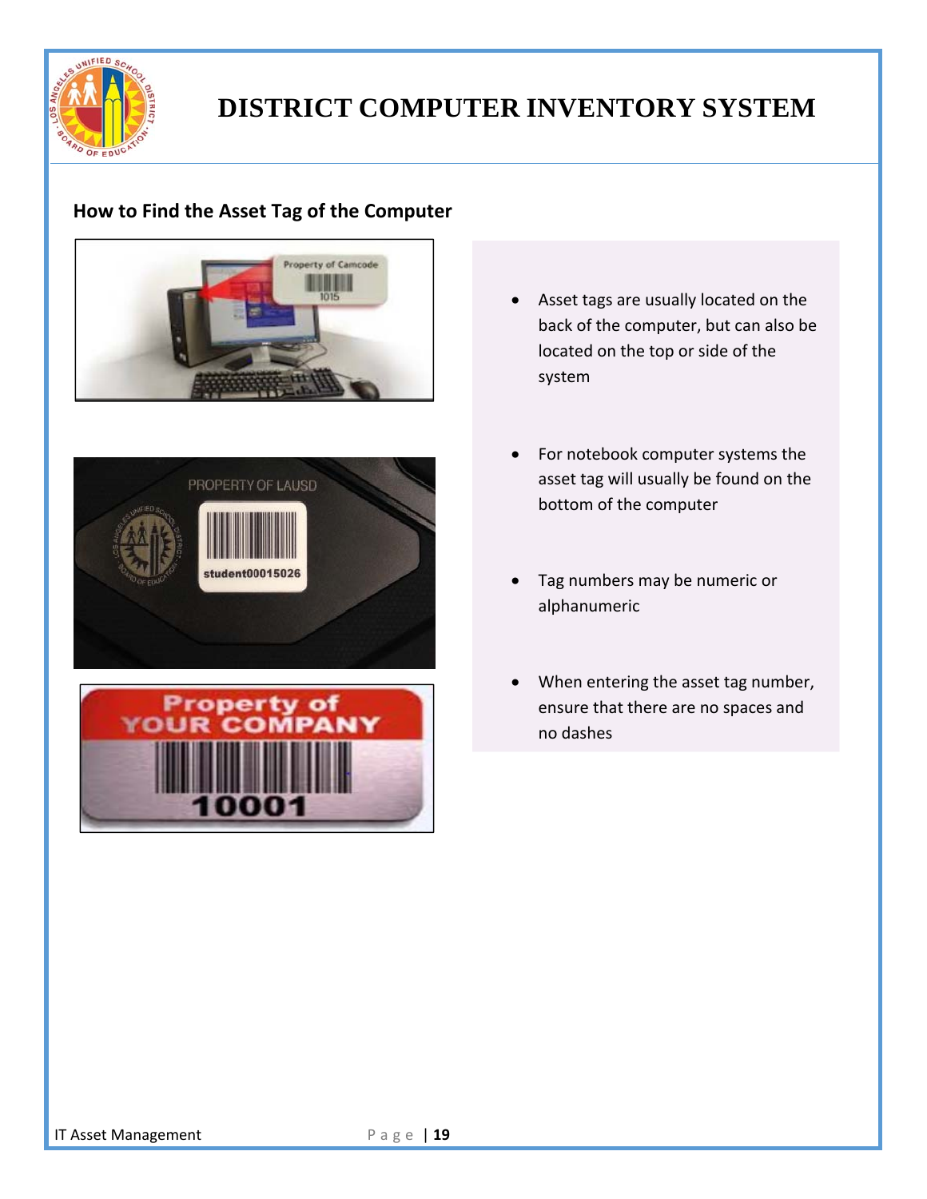# DISTRICT COMPUTER INVENTORY SYSTEM

## How to Find the Asset Tag of the Computer

- Asset tags are usually located on the back of the computer, but can also be located on the top or side of the system
- For notebook computer systems the asset tag will usually be found on the bottom of the computer
- Tag numbers may be numeric or alphanumeric
- When entering the asset tag number, ensure that there are no spaces and no dashes